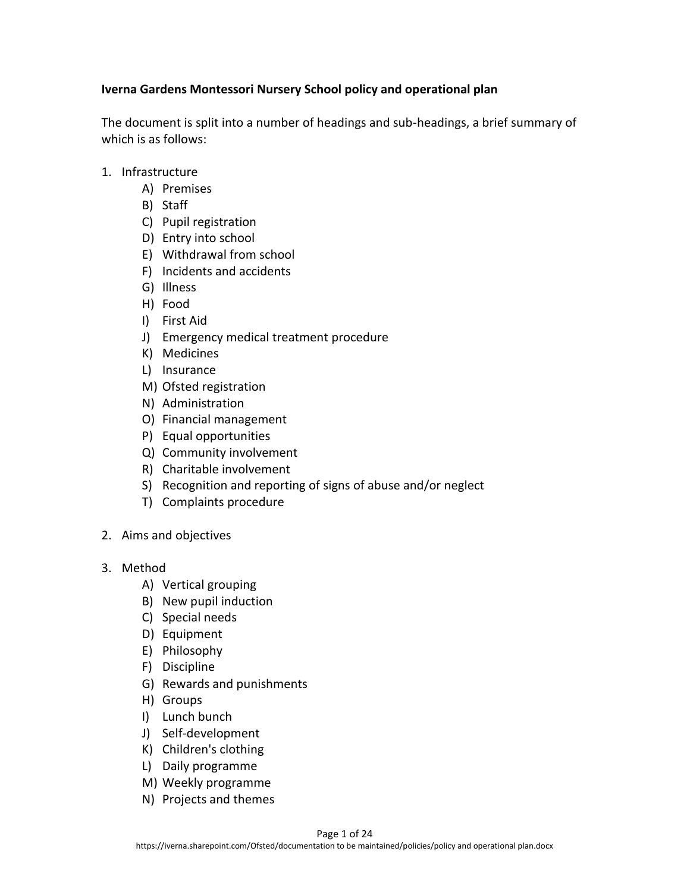**Iverna Gardens Montessori Nursery School policy and operational plan**

The document is split into a number of headings and sub-headings, a brief summary of which is as follows:

1. Infrastructure
    - A) Premises
    - B) Staff
    - C) Pupil registration
    - D) Entry into school
    - E) Withdrawal from school
    - F) Incidents and accidents
    - G) Illness
    - H) Food
    - I) First Aid
    - J) Emergency medical treatment procedure
    - K) Medicines
    - L) Insurance
    - M) Ofsted registration
    - N) Administration
    - O) Financial management
    - P) Equal opportunities
    - Q) Community involvement
    - R) Charitable involvement
    - S) Recognition and reporting of signs of abuse and/or neglect
    - T) Complaints procedure

2. Aims and objectives

3. Method
    - A) Vertical grouping
    - B) New pupil induction
    - C) Special needs
    - D) Equipment
    - E) Philosophy
    - F) Discipline
    - G) Rewards and punishments
    - H) Groups
    - I) Lunch bunch
    - J) Self-development
    - K) Children's clothing
    - L) Daily programme
    - M) Weekly programme
    - N) Projects and themes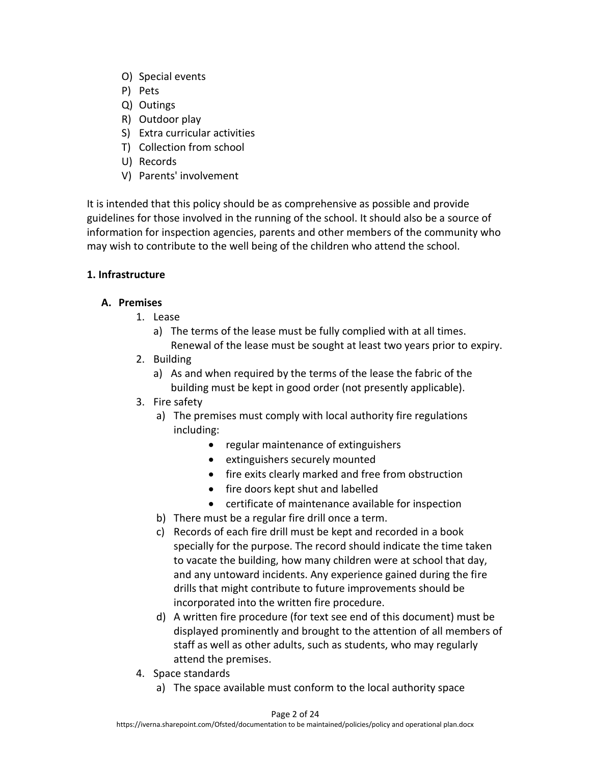O) Special events
P) Pets
Q) Outings
R) Outdoor play
S) Extra curricular activities
T) Collection from school
U) Records
V) Parents' involvement

It is intended that this policy should be as comprehensive as possible and provide guidelines for those involved in the running of the school. It should also be a source of information for inspection agencies, parents and other members of the community who may wish to contribute to the well being of the children who attend the school.

**1. Infrastructure**

**A. Premises**

1. Lease
    a) The terms of the lease must be fully complied with at all times. Renewal of the lease must be sought at least two years prior to expiry.
2. Building
    a) As and when required by the terms of the lease the fabric of the building must be kept in good order (not presently applicable).
3. Fire safety
    a) The premises must comply with local authority fire regulations including:
        - regular maintenance of extinguishers
        - extinguishers securely mounted
        - fire exits clearly marked and free from obstruction
        - fire doors kept shut and labelled
        - certificate of maintenance available for inspection
    b) There must be a regular fire drill once a term.
    c) Records of each fire drill must be kept and recorded in a book specially for the purpose. The record should indicate the time taken to vacate the building, how many children were at school that day, and any untoward incidents. Any experience gained during the fire drills that might contribute to future improvements should be incorporated into the written fire procedure.
    d) A written fire procedure (for text see end of this document) must be displayed prominently and brought to the attention of all members of staff as well as other adults, such as students, who may regularly attend the premises.
4. Space standards
    a) The space available must conform to the local authority space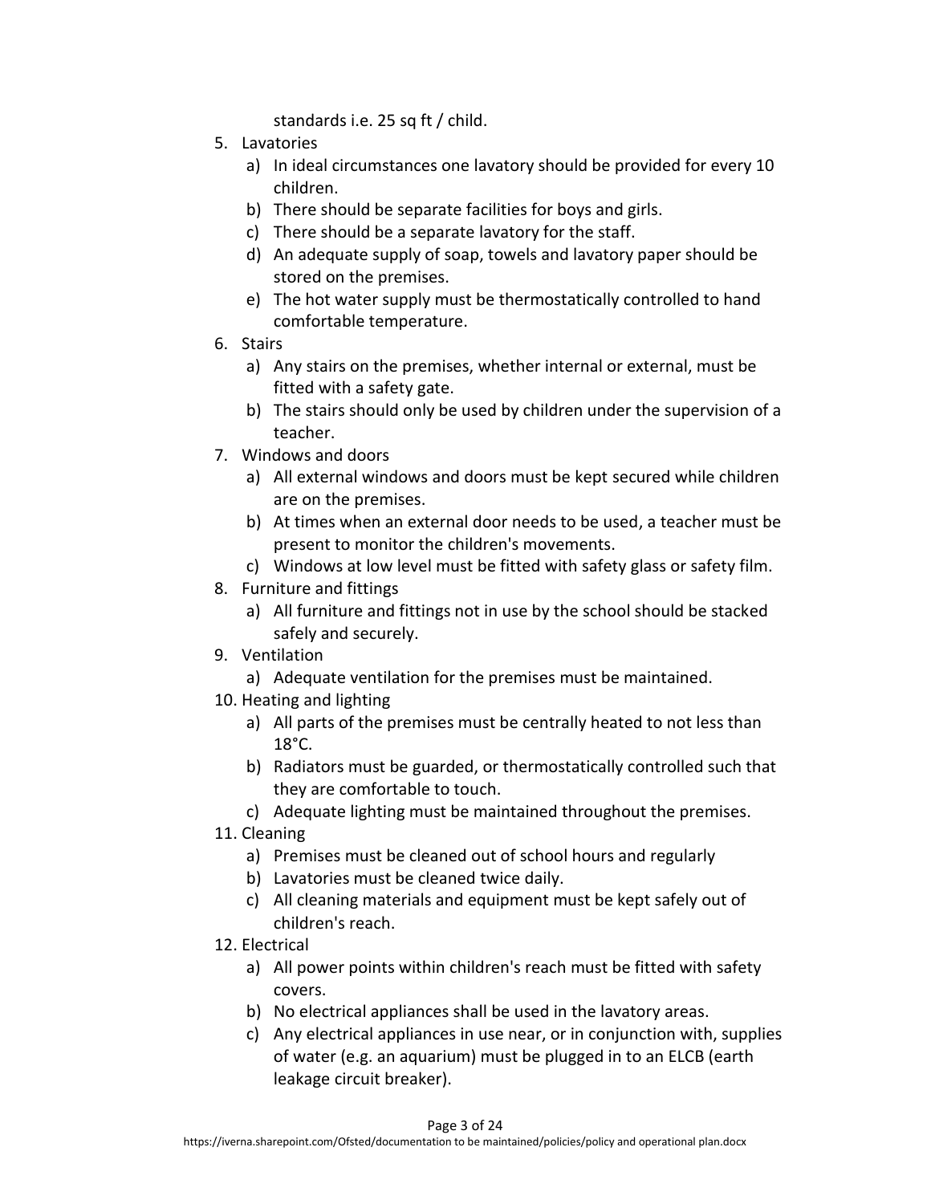standards i.e. 25 sq ft / child.

5. Lavatories
    a) In ideal circumstances one lavatory should be provided for every 10 children.
    b) There should be separate facilities for boys and girls.
    c) There should be a separate lavatory for the staff.
    d) An adequate supply of soap, towels and lavatory paper should be stored on the premises.
    e) The hot water supply must be thermostatically controlled to hand comfortable temperature.
6. Stairs
    a) Any stairs on the premises, whether internal or external, must be fitted with a safety gate.
    b) The stairs should only be used by children under the supervision of a teacher.
7. Windows and doors
    a) All external windows and doors must be kept secured while children are on the premises.
    b) At times when an external door needs to be used, a teacher must be present to monitor the children's movements.
    c) Windows at low level must be fitted with safety glass or safety film.
8. Furniture and fittings
    a) All furniture and fittings not in use by the school should be stacked safely and securely.
9. Ventilation
    a) Adequate ventilation for the premises must be maintained.
10. Heating and lighting
    a) All parts of the premises must be centrally heated to not less than 18°C.
    b) Radiators must be guarded, or thermostatically controlled such that they are comfortable to touch.
    c) Adequate lighting must be maintained throughout the premises.
11. Cleaning
    a) Premises must be cleaned out of school hours and regularly
    b) Lavatories must be cleaned twice daily.
    c) All cleaning materials and equipment must be kept safely out of children's reach.
12. Electrical
    a) All power points within children's reach must be fitted with safety covers.
    b) No electrical appliances shall be used in the lavatory areas.
    c) Any electrical appliances in use near, or in conjunction with, supplies of water (e.g. an aquarium) must be plugged in to an ELCB (earth leakage circuit breaker).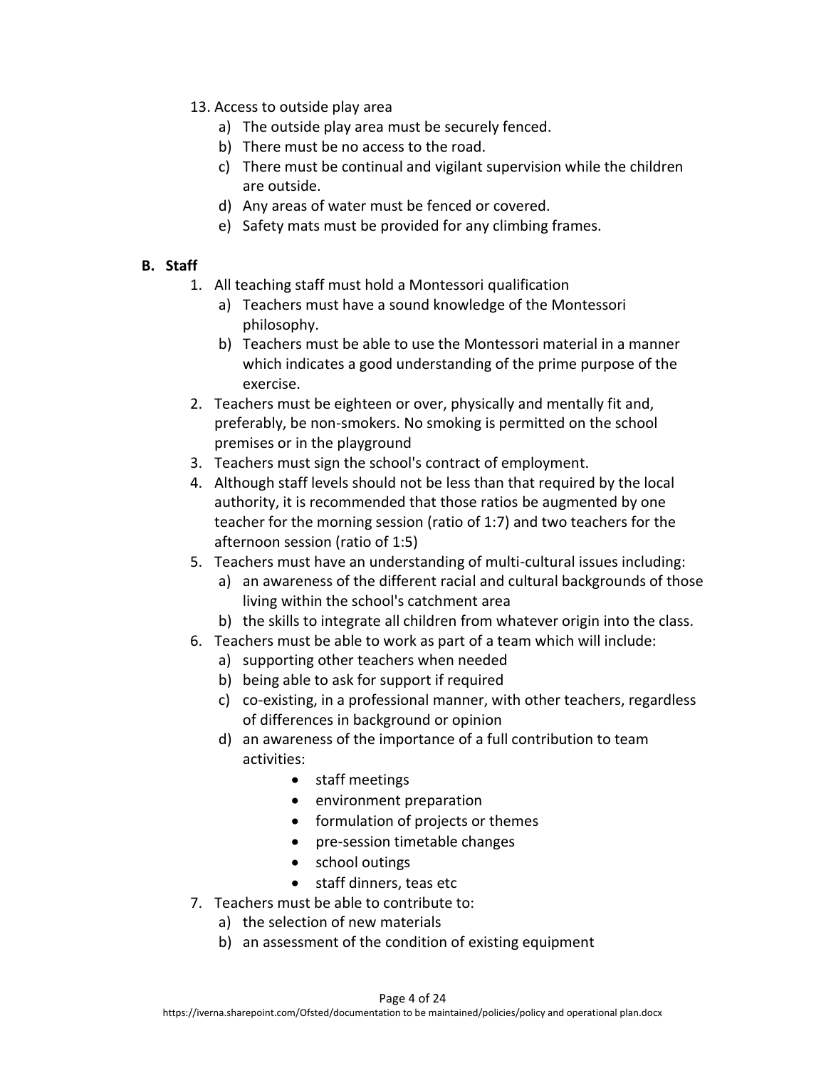13. Access to outside play area
    a) The outside play area must be securely fenced.
    b) There must be no access to the road.
    c) There must be continual and vigilant supervision while the children are outside.
    d) Any areas of water must be fenced or covered.
    e) Safety mats must be provided for any climbing frames.

## B. Staff

1. All teaching staff must hold a Montessori qualification
    a) Teachers must have a sound knowledge of the Montessori philosophy.
    b) Teachers must be able to use the Montessori material in a manner which indicates a good understanding of the prime purpose of the exercise.
2. Teachers must be eighteen or over, physically and mentally fit and, preferably, be non-smokers. No smoking is permitted on the school premises or in the playground
3. Teachers must sign the school's contract of employment.
4. Although staff levels should not be less than that required by the local authority, it is recommended that those ratios be augmented by one teacher for the morning session (ratio of 1:7) and two teachers for the afternoon session (ratio of 1:5)
5. Teachers must have an understanding of multi-cultural issues including:
    a) an awareness of the different racial and cultural backgrounds of those living within the school's catchment area
    b) the skills to integrate all children from whatever origin into the class.
6. Teachers must be able to work as part of a team which will include:
    a) supporting other teachers when needed
    b) being able to ask for support if required
    c) co-existing, in a professional manner, with other teachers, regardless of differences in background or opinion
    d) an awareness of the importance of a full contribution to team activities:
        - staff meetings
        - environment preparation
        - formulation of projects or themes
        - pre-session timetable changes
        - school outings
        - staff dinners, teas etc
7. Teachers must be able to contribute to:
    a) the selection of new materials
    b) an assessment of the condition of existing equipment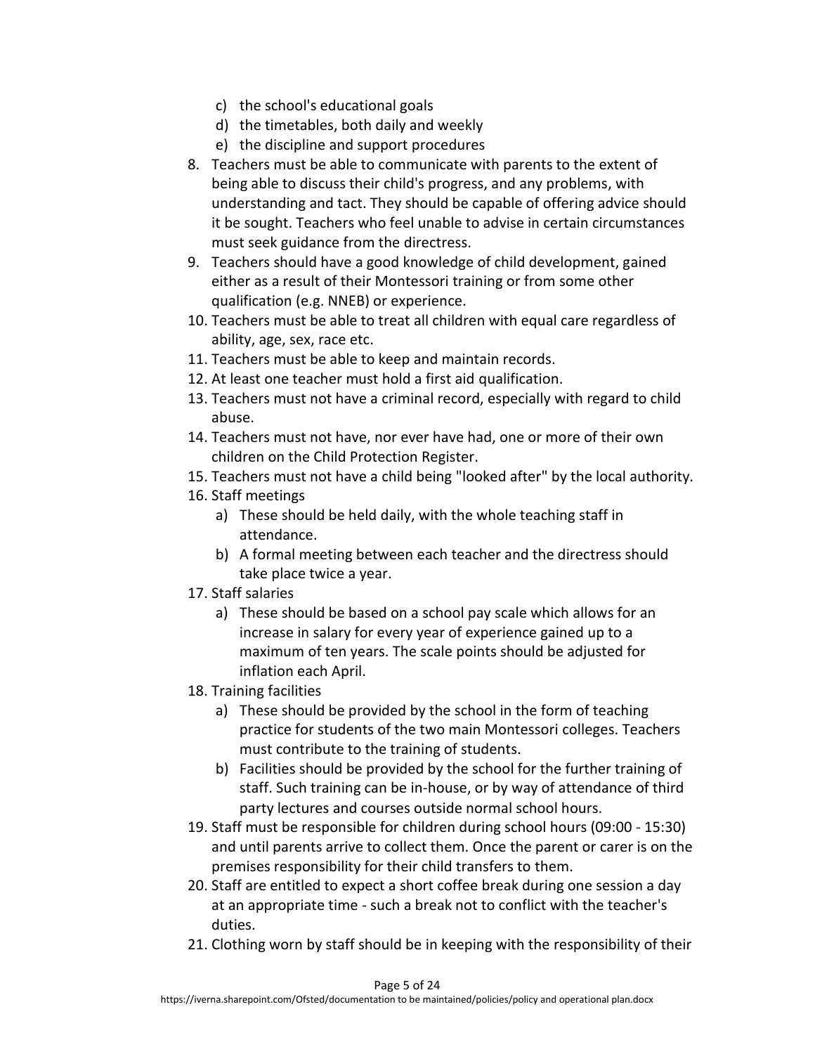c) the school's educational goals
   d) the timetables, both daily and weekly
   e) the discipline and support procedures
8. Teachers must be able to communicate with parents to the extent of being able to discuss their child's progress, and any problems, with understanding and tact. They should be capable of offering advice should it be sought. Teachers who feel unable to advise in certain circumstances must seek guidance from the directress.
9. Teachers should have a good knowledge of child development, gained either as a result of their Montessori training or from some other qualification (e.g. NNEB) or experience.
10. Teachers must be able to treat all children with equal care regardless of ability, age, sex, race etc.
11. Teachers must be able to keep and maintain records.
12. At least one teacher must hold a first aid qualification.
13. Teachers must not have a criminal record, especially with regard to child abuse.
14. Teachers must not have, nor ever have had, one or more of their own children on the Child Protection Register.
15. Teachers must not have a child being "looked after" by the local authority.
16. Staff meetings
    a) These should be held daily, with the whole teaching staff in attendance.
    b) A formal meeting between each teacher and the directress should take place twice a year.
17. Staff salaries
    a) These should be based on a school pay scale which allows for an increase in salary for every year of experience gained up to a maximum of ten years. The scale points should be adjusted for inflation each April.
18. Training facilities
    a) These should be provided by the school in the form of teaching practice for students of the two main Montessori colleges. Teachers must contribute to the training of students.
    b) Facilities should be provided by the school for the further training of staff. Such training can be in-house, or by way of attendance of third party lectures and courses outside normal school hours.
19. Staff must be responsible for children during school hours (09:00 - 15:30) and until parents arrive to collect them. Once the parent or carer is on the premises responsibility for their child transfers to them.
20. Staff are entitled to expect a short coffee break during one session a day at an appropriate time - such a break not to conflict with the teacher's duties.
21. Clothing worn by staff should be in keeping with the responsibility of their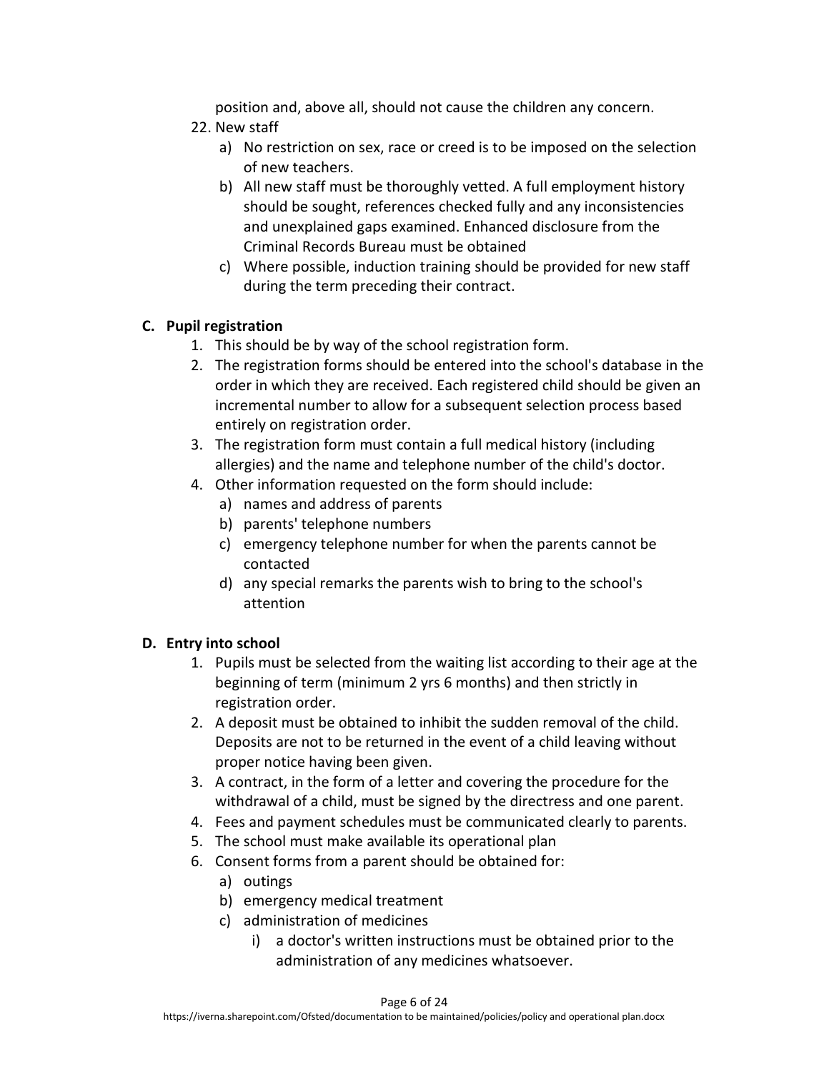position and, above all, should not cause the children any concern.

22. New staff
    a) No restriction on sex, race or creed is to be imposed on the selection of new teachers.
    b) All new staff must be thoroughly vetted. A full employment history should be sought, references checked fully and any inconsistencies and unexplained gaps examined. Enhanced disclosure from the Criminal Records Bureau must be obtained
    c) Where possible, induction training should be provided for new staff during the term preceding their contract.

## C. Pupil registration

1. This should be by way of the school registration form.
2. The registration forms should be entered into the school's database in the order in which they are received. Each registered child should be given an incremental number to allow for a subsequent selection process based entirely on registration order.
3. The registration form must contain a full medical history (including allergies) and the name and telephone number of the child's doctor.
4. Other information requested on the form should include:
    a) names and address of parents
    b) parents' telephone numbers
    c) emergency telephone number for when the parents cannot be contacted
    d) any special remarks the parents wish to bring to the school's attention

## D. Entry into school

1. Pupils must be selected from the waiting list according to their age at the beginning of term (minimum 2 yrs 6 months) and then strictly in registration order.
2. A deposit must be obtained to inhibit the sudden removal of the child. Deposits are not to be returned in the event of a child leaving without proper notice having been given.
3. A contract, in the form of a letter and covering the procedure for the withdrawal of a child, must be signed by the directress and one parent.
4. Fees and payment schedules must be communicated clearly to parents.
5. The school must make available its operational plan
6. Consent forms from a parent should be obtained for:
    a) outings
    b) emergency medical treatment
    c) administration of medicines
        i) a doctor's written instructions must be obtained prior to the administration of any medicines whatsoever.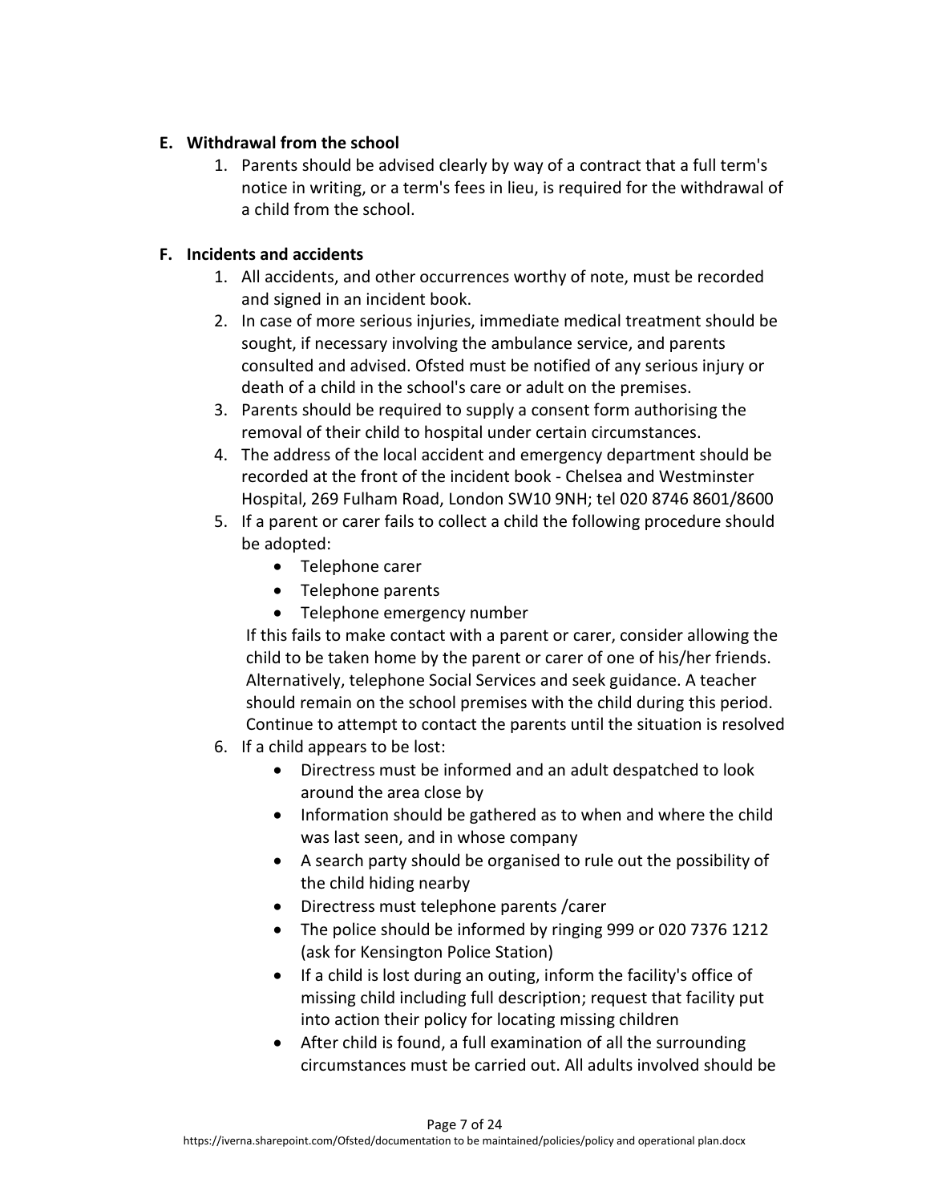**E. Withdrawal from the school**

1. Parents should be advised clearly by way of a contract that a full term's notice in writing, or a term's fees in lieu, is required for the withdrawal of a child from the school.

**F. Incidents and accidents**

1. All accidents, and other occurrences worthy of note, must be recorded and signed in an incident book.
2. In case of more serious injuries, immediate medical treatment should be sought, if necessary involving the ambulance service, and parents consulted and advised. Ofsted must be notified of any serious injury or death of a child in the school's care or adult on the premises.
3. Parents should be required to supply a consent form authorising the removal of their child to hospital under certain circumstances.
4. The address of the local accident and emergency department should be recorded at the front of the incident book - Chelsea and Westminster Hospital, 269 Fulham Road, London SW10 9NH; tel 020 8746 8601/8600
5. If a parent or carer fails to collect a child the following procedure should be adopted:
    - Telephone carer
    - Telephone parents
    - Telephone emergency number

    If this fails to make contact with a parent or carer, consider allowing the child to be taken home by the parent or carer of one of his/her friends. Alternatively, telephone Social Services and seek guidance. A teacher should remain on the school premises with the child during this period. Continue to attempt to contact the parents until the situation is resolved
6. If a child appears to be lost:
    - Directress must be informed and an adult despatched to look around the area close by
    - Information should be gathered as to when and where the child was last seen, and in whose company
    - A search party should be organised to rule out the possibility of the child hiding nearby
    - Directress must telephone parents /carer
    - The police should be informed by ringing 999 or 020 7376 1212 (ask for Kensington Police Station)
    - If a child is lost during an outing, inform the facility's office of missing child including full description; request that facility put into action their policy for locating missing children
    - After child is found, a full examination of all the surrounding circumstances must be carried out. All adults involved should be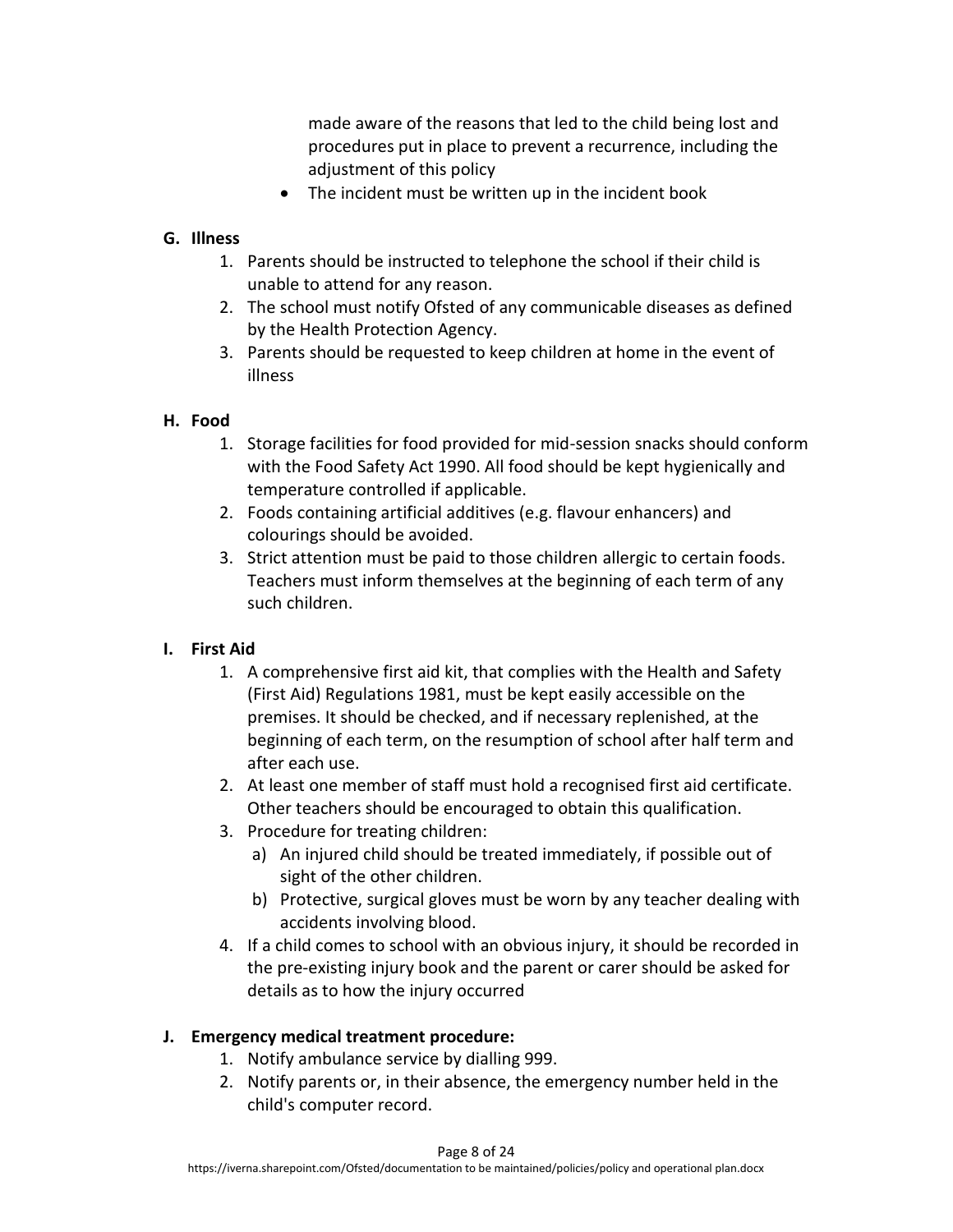made aware of the reasons that led to the child being lost and procedures put in place to prevent a recurrence, including the adjustment of this policy

- The incident must be written up in the incident book

**G. Illness**

1. Parents should be instructed to telephone the school if their child is unable to attend for any reason.
2. The school must notify Ofsted of any communicable diseases as defined by the Health Protection Agency.
3. Parents should be requested to keep children at home in the event of illness

**H. Food**

1. Storage facilities for food provided for mid-session snacks should conform with the Food Safety Act 1990. All food should be kept hygienically and temperature controlled if applicable.
2. Foods containing artificial additives (e.g. flavour enhancers) and colourings should be avoided.
3. Strict attention must be paid to those children allergic to certain foods. Teachers must inform themselves at the beginning of each term of any such children.

**I. First Aid**

1. A comprehensive first aid kit, that complies with the Health and Safety (First Aid) Regulations 1981, must be kept easily accessible on the premises. It should be checked, and if necessary replenished, at the beginning of each term, on the resumption of school after half term and after each use.
2. At least one member of staff must hold a recognised first aid certificate. Other teachers should be encouraged to obtain this qualification.
3. Procedure for treating children:
   a) An injured child should be treated immediately, if possible out of sight of the other children.
   b) Protective, surgical gloves must be worn by any teacher dealing with accidents involving blood.
4. If a child comes to school with an obvious injury, it should be recorded in the pre-existing injury book and the parent or carer should be asked for details as to how the injury occurred

**J. Emergency medical treatment procedure:**

1. Notify ambulance service by dialling 999.
2. Notify parents or, in their absence, the emergency number held in the child's computer record.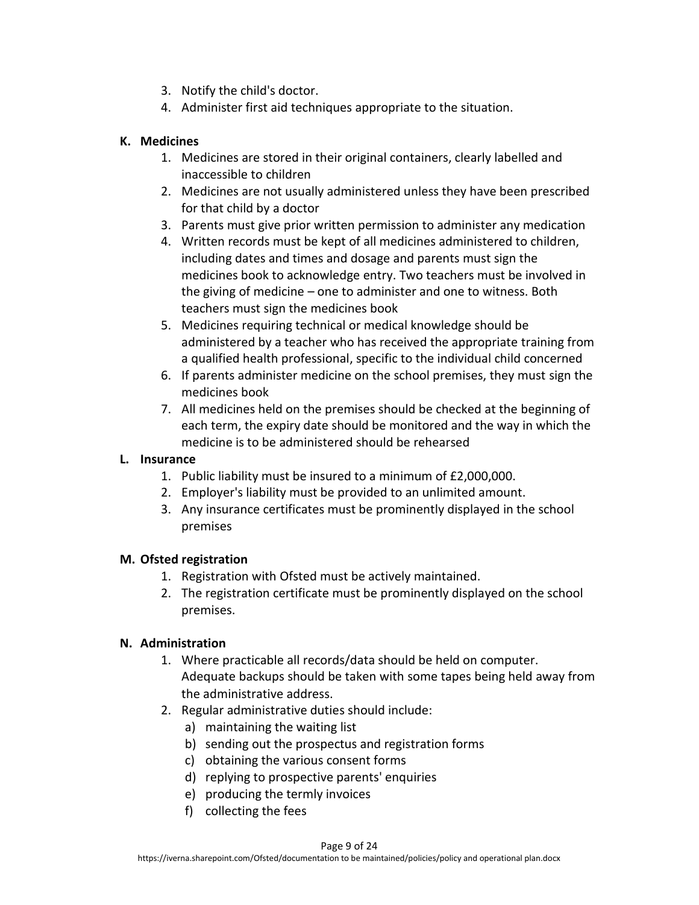3. Notify the child's doctor.
4. Administer first aid techniques appropriate to the situation.

**K. Medicines**

1. Medicines are stored in their original containers, clearly labelled and inaccessible to children
2. Medicines are not usually administered unless they have been prescribed for that child by a doctor
3. Parents must give prior written permission to administer any medication
4. Written records must be kept of all medicines administered to children, including dates and times and dosage and parents must sign the medicines book to acknowledge entry. Two teachers must be involved in the giving of medicine – one to administer and one to witness. Both teachers must sign the medicines book
5. Medicines requiring technical or medical knowledge should be administered by a teacher who has received the appropriate training from a qualified health professional, specific to the individual child concerned
6. If parents administer medicine on the school premises, they must sign the medicines book
7. All medicines held on the premises should be checked at the beginning of each term, the expiry date should be monitored and the way in which the medicine is to be administered should be rehearsed

**L. Insurance**

1. Public liability must be insured to a minimum of £2,000,000.
2. Employer's liability must be provided to an unlimited amount.
3. Any insurance certificates must be prominently displayed in the school premises

**M. Ofsted registration**

1. Registration with Ofsted must be actively maintained.
2. The registration certificate must be prominently displayed on the school premises.

**N. Administration**

1. Where practicable all records/data should be held on computer. Adequate backups should be taken with some tapes being held away from the administrative address.
2. Regular administrative duties should include:
   a) maintaining the waiting list
   b) sending out the prospectus and registration forms
   c) obtaining the various consent forms
   d) replying to prospective parents' enquiries
   e) producing the termly invoices
   f) collecting the fees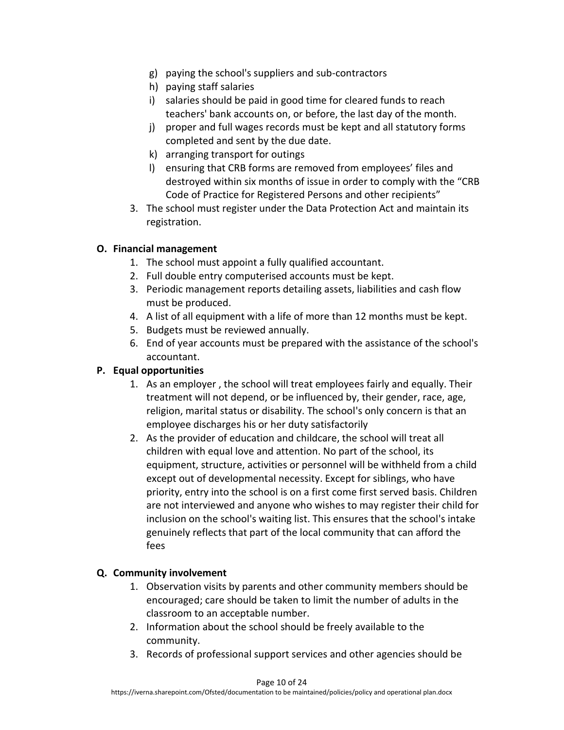g) paying the school's suppliers and sub-contractors
h) paying staff salaries
i) salaries should be paid in good time for cleared funds to reach teachers' bank accounts on, or before, the last day of the month.
j) proper and full wages records must be kept and all statutory forms completed and sent by the due date.
k) arranging transport for outings
l) ensuring that CRB forms are removed from employees' files and destroyed within six months of issue in order to comply with the "CRB Code of Practice for Registered Persons and other recipients"

3. The school must register under the Data Protection Act and maintain its registration.

**O. Financial management**

1. The school must appoint a fully qualified accountant.
2. Full double entry computerised accounts must be kept.
3. Periodic management reports detailing assets, liabilities and cash flow must be produced.
4. A list of all equipment with a life of more than 12 months must be kept.
5. Budgets must be reviewed annually.
6. End of year accounts must be prepared with the assistance of the school's accountant.

**P. Equal opportunities**

1. As an employer , the school will treat employees fairly and equally. Their treatment will not depend, or be influenced by, their gender, race, age, religion, marital status or disability. The school's only concern is that an employee discharges his or her duty satisfactorily
2. As the provider of education and childcare, the school will treat all children with equal love and attention. No part of the school, its equipment, structure, activities or personnel will be withheld from a child except out of developmental necessity. Except for siblings, who have priority, entry into the school is on a first come first served basis. Children are not interviewed and anyone who wishes to may register their child for inclusion on the school's waiting list. This ensures that the school's intake genuinely reflects that part of the local community that can afford the fees

**Q. Community involvement**

1. Observation visits by parents and other community members should be encouraged; care should be taken to limit the number of adults in the classroom to an acceptable number.
2. Information about the school should be freely available to the community.
3. Records of professional support services and other agencies should be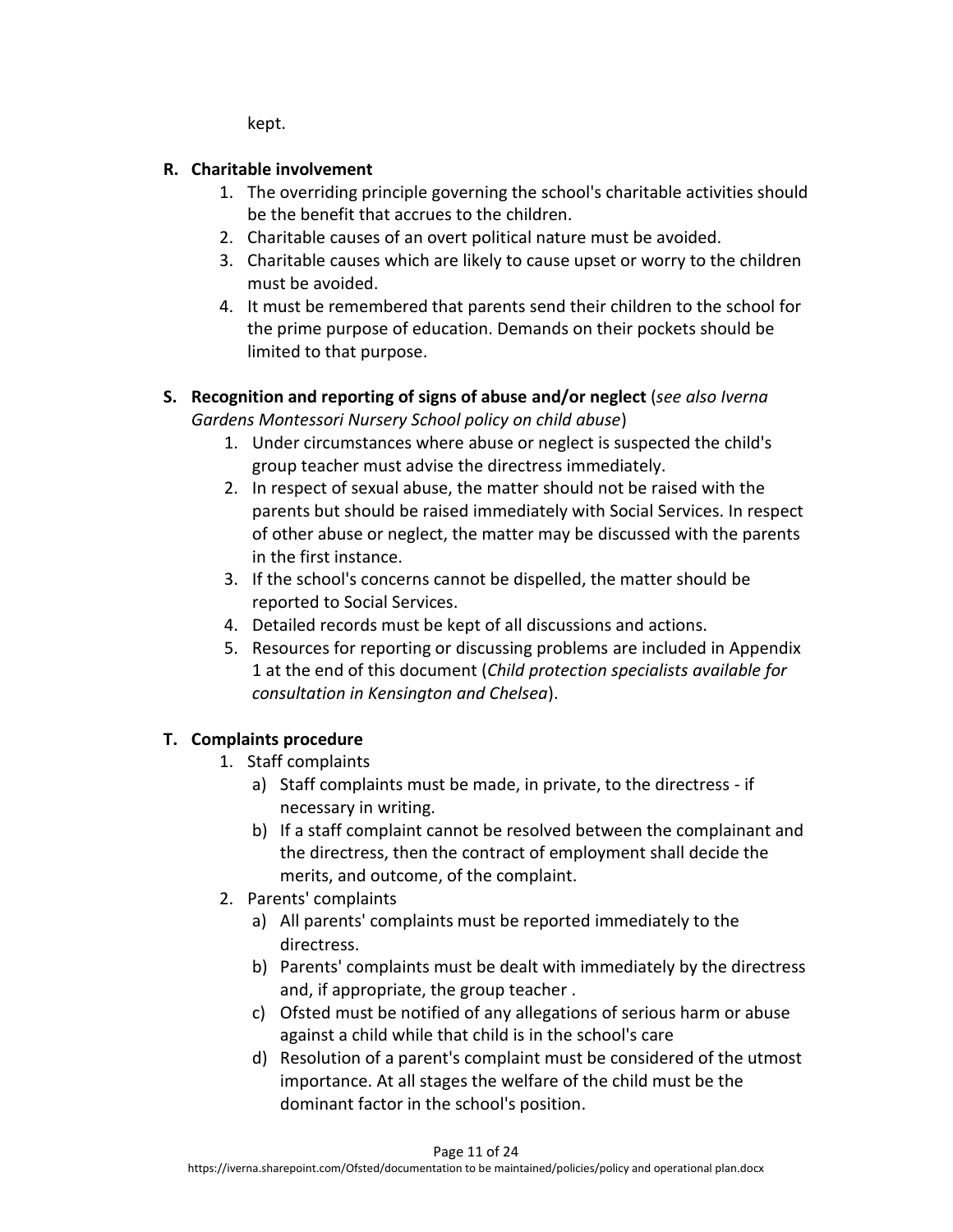kept.

**R. Charitable involvement**

1. The overriding principle governing the school's charitable activities should be the benefit that accrues to the children.
2. Charitable causes of an overt political nature must be avoided.
3. Charitable causes which are likely to cause upset or worry to the children must be avoided.
4. It must be remembered that parents send their children to the school for the prime purpose of education. Demands on their pockets should be limited to that purpose.

**S. Recognition and reporting of signs of abuse and/or neglect** (*see also Iverna Gardens Montessori Nursery School policy on child abuse*)

1. Under circumstances where abuse or neglect is suspected the child's group teacher must advise the directress immediately.
2. In respect of sexual abuse, the matter should not be raised with the parents but should be raised immediately with Social Services. In respect of other abuse or neglect, the matter may be discussed with the parents in the first instance.
3. If the school's concerns cannot be dispelled, the matter should be reported to Social Services.
4. Detailed records must be kept of all discussions and actions.
5. Resources for reporting or discussing problems are included in Appendix 1 at the end of this document (*Child protection specialists available for consultation in Kensington and Chelsea*).

**T. Complaints procedure**

1. Staff complaints
   a) Staff complaints must be made, in private, to the directress - if necessary in writing.
   b) If a staff complaint cannot be resolved between the complainant and the directress, then the contract of employment shall decide the merits, and outcome, of the complaint.
2. Parents' complaints
   a) All parents' complaints must be reported immediately to the directress.
   b) Parents' complaints must be dealt with immediately by the directress and, if appropriate, the group teacher .
   c) Ofsted must be notified of any allegations of serious harm or abuse against a child while that child is in the school's care
   d) Resolution of a parent's complaint must be considered of the utmost importance. At all stages the welfare of the child must be the dominant factor in the school's position.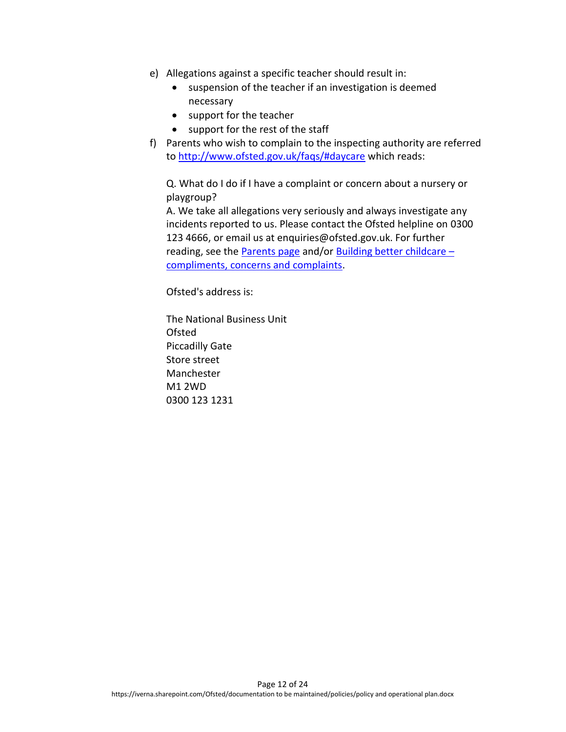e) Allegations against a specific teacher should result in:
   - suspension of the teacher if an investigation is deemed necessary
   - support for the teacher
   - support for the rest of the staff

f) Parents who wish to complain to the inspecting authority are referred to [http://www.ofsted.gov.uk/faqs/#daycare](http://www.ofsted.gov.uk/faqs/#daycare) which reads:

   Q. What do I do if I have a complaint or concern about a nursery or playgroup?
   A. We take all allegations very seriously and always investigate any incidents reported to us. Please contact the Ofsted helpline on 0300 123 4666, or email us at enquiries@ofsted.gov.uk. For further reading, see the Parents page and/or Building better childcare – compliments, concerns and complaints.

   Ofsted's address is:

   The National Business Unit
   Ofsted
   Piccadilly Gate
   Store street
   Manchester
   M1 2WD
   0300 123 1231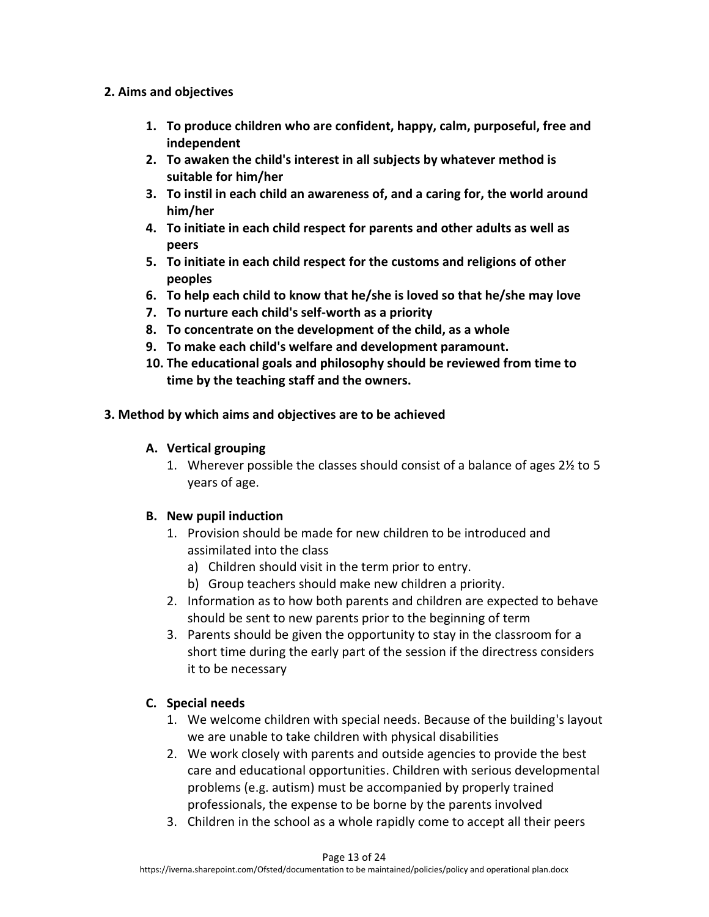## 2. Aims and objectives

1. **To produce children who are confident, happy, calm, purposeful, free and independent**
2. **To awaken the child's interest in all subjects by whatever method is suitable for him/her**
3. **To instil in each child an awareness of, and a caring for, the world around him/her**
4. **To initiate in each child respect for parents and other adults as well as peers**
5. **To initiate in each child respect for the customs and religions of other peoples**
6. **To help each child to know that he/she is loved so that he/she may love**
7. **To nurture each child's self-worth as a priority**
8. **To concentrate on the development of the child, as a whole**
9. **To make each child's welfare and development paramount.**
10. **The educational goals and philosophy should be reviewed from time to time by the teaching staff and the owners.**

## 3. Method by which aims and objectives are to be achieved

### A. Vertical grouping

1. Wherever possible the classes should consist of a balance of ages 2½ to 5 years of age.

### B. New pupil induction

1. Provision should be made for new children to be introduced and assimilated into the class
   a) Children should visit in the term prior to entry.
   b) Group teachers should make new children a priority.
2. Information as to how both parents and children are expected to behave should be sent to new parents prior to the beginning of term
3. Parents should be given the opportunity to stay in the classroom for a short time during the early part of the session if the directress considers it to be necessary

### C. Special needs

1. We welcome children with special needs. Because of the building's layout we are unable to take children with physical disabilities
2. We work closely with parents and outside agencies to provide the best care and educational opportunities. Children with serious developmental problems (e.g. autism) must be accompanied by properly trained professionals, the expense to be borne by the parents involved
3. Children in the school as a whole rapidly come to accept all their peers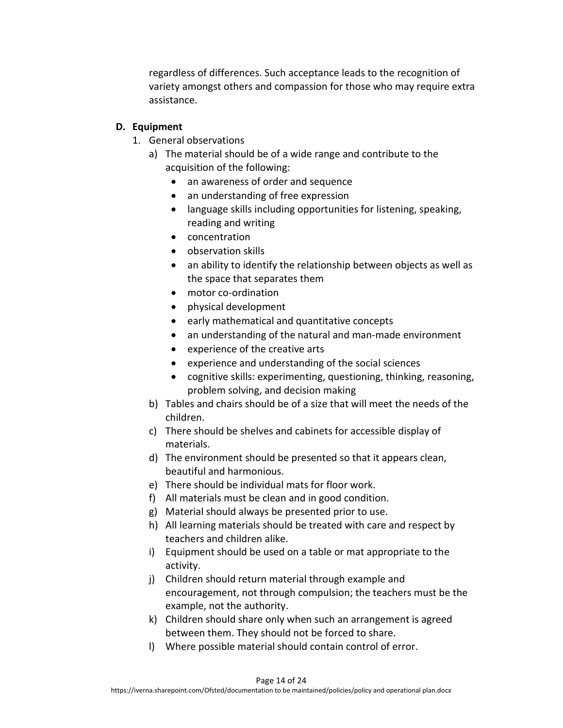regardless of differences. Such acceptance leads to the recognition of variety amongst others and compassion for those who may require extra assistance.

**D. Equipment**

1. General observations
   a) The material should be of a wide range and contribute to the acquisition of the following:
      - an awareness of order and sequence
      - an understanding of free expression
      - language skills including opportunities for listening, speaking, reading and writing
      - concentration
      - observation skills
      - an ability to identify the relationship between objects as well as the space that separates them
      - motor co-ordination
      - physical development
      - early mathematical and quantitative concepts
      - an understanding of the natural and man-made environment
      - experience of the creative arts
      - experience and understanding of the social sciences
      - cognitive skills: experimenting, questioning, thinking, reasoning, problem solving, and decision making

   b) Tables and chairs should be of a size that will meet the needs of the children.
   c) There should be shelves and cabinets for accessible display of materials.
   d) The environment should be presented so that it appears clean, beautiful and harmonious.
   e) There should be individual mats for floor work.
   f) All materials must be clean and in good condition.
   g) Material should always be presented prior to use.
   h) All learning materials should be treated with care and respect by teachers and children alike.
   i) Equipment should be used on a table or mat appropriate to the activity.
   j) Children should return material through example and encouragement, not through compulsion; the teachers must be the example, not the authority.
   k) Children should share only when such an arrangement is agreed between them. They should not be forced to share.
   l) Where possible material should contain control of error.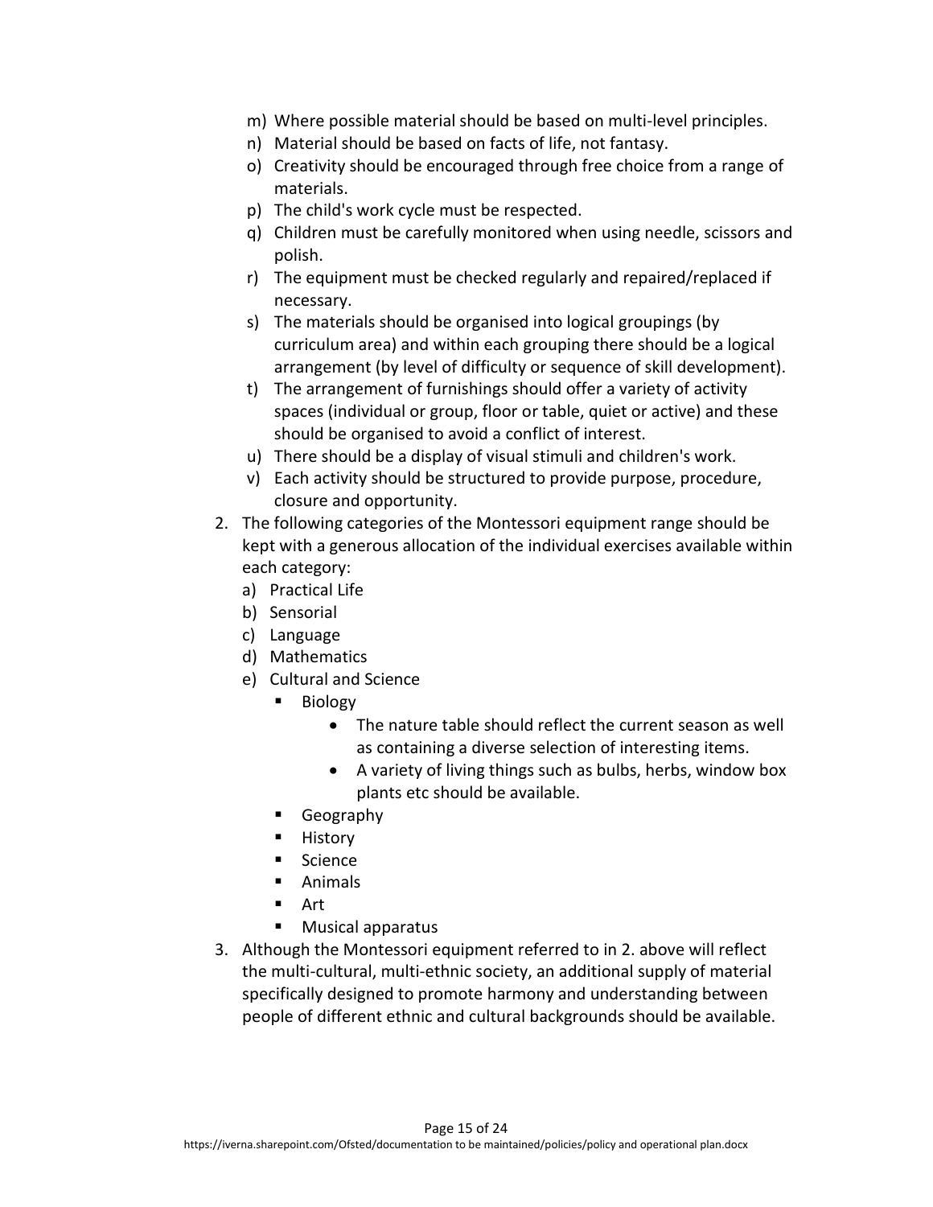m) Where possible material should be based on multi-level principles.
n) Material should be based on facts of life, not fantasy.
o) Creativity should be encouraged through free choice from a range of materials.
p) The child's work cycle must be respected.
q) Children must be carefully monitored when using needle, scissors and polish.
r) The equipment must be checked regularly and repaired/replaced if necessary.
s) The materials should be organised into logical groupings (by curriculum area) and within each grouping there should be a logical arrangement (by level of difficulty or sequence of skill development).
t) The arrangement of furnishings should offer a variety of activity spaces (individual or group, floor or table, quiet or active) and these should be organised to avoid a conflict of interest.
u) There should be a display of visual stimuli and children's work.
v) Each activity should be structured to provide purpose, procedure, closure and opportunity.

2. The following categories of the Montessori equipment range should be kept with a generous allocation of the individual exercises available within each category:
   a) Practical Life
   b) Sensorial
   c) Language
   d) Mathematics
   e) Cultural and Science
      - Biology
         - The nature table should reflect the current season as well as containing a diverse selection of interesting items.
         - A variety of living things such as bulbs, herbs, window box plants etc should be available.
      - Geography
      - History
      - Science
      - Animals
      - Art
      - Musical apparatus
3. Although the Montessori equipment referred to in 2. above will reflect the multi-cultural, multi-ethnic society, an additional supply of material specifically designed to promote harmony and understanding between people of different ethnic and cultural backgrounds should be available.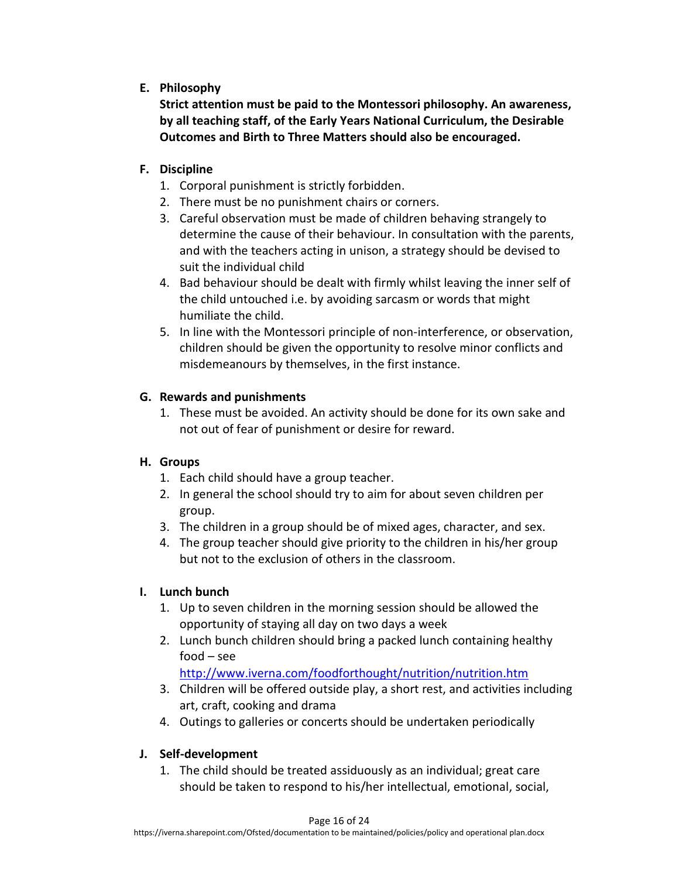**E. Philosophy**

**Strict attention must be paid to the Montessori philosophy. An awareness, by all teaching staff, of the Early Years National Curriculum, the Desirable Outcomes and Birth to Three Matters should also be encouraged.**

**F. Discipline**

1. Corporal punishment is strictly forbidden.
2. There must be no punishment chairs or corners.
3. Careful observation must be made of children behaving strangely to determine the cause of their behaviour. In consultation with the parents, and with the teachers acting in unison, a strategy should be devised to suit the individual child
4. Bad behaviour should be dealt with firmly whilst leaving the inner self of the child untouched i.e. by avoiding sarcasm or words that might humiliate the child.
5. In line with the Montessori principle of non-interference, or observation, children should be given the opportunity to resolve minor conflicts and misdemeanours by themselves, in the first instance.

**G. Rewards and punishments**

1. These must be avoided. An activity should be done for its own sake and not out of fear of punishment or desire for reward.

**H. Groups**

1. Each child should have a group teacher.
2. In general the school should try to aim for about seven children per group.
3. The children in a group should be of mixed ages, character, and sex.
4. The group teacher should give priority to the children in his/her group but not to the exclusion of others in the classroom.

**I. Lunch bunch**

1. Up to seven children in the morning session should be allowed the opportunity of staying all day on two days a week
2. Lunch bunch children should bring a packed lunch containing healthy food – see [http://www.iverna.com/foodforthought/nutrition/nutrition.htm](http://www.iverna.com/foodforthought/nutrition/nutrition.htm)
3. Children will be offered outside play, a short rest, and activities including art, craft, cooking and drama
4. Outings to galleries or concerts should be undertaken periodically

**J. Self-development**

1. The child should be treated assiduously as an individual; great care should be taken to respond to his/her intellectual, emotional, social,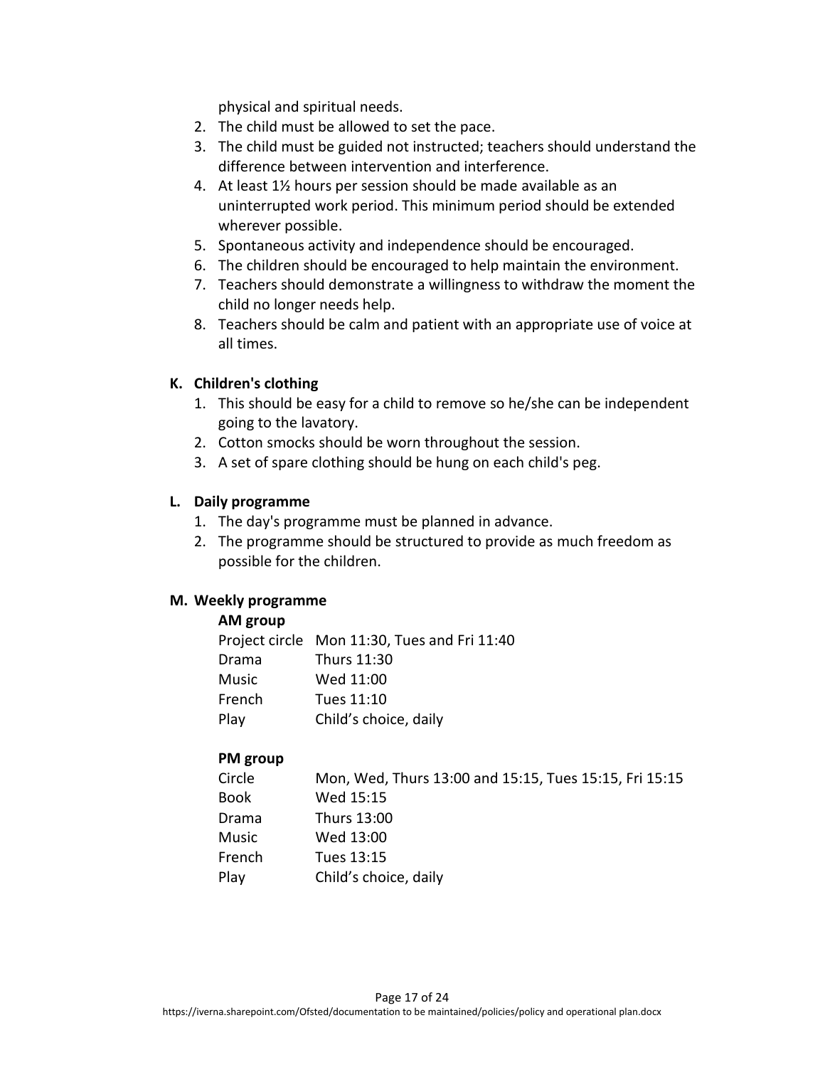physical and spiritual needs.

2. The child must be allowed to set the pace.
3. The child must be guided not instructed; teachers should understand the difference between intervention and interference.
4. At least 1½ hours per session should be made available as an uninterrupted work period. This minimum period should be extended wherever possible.
5. Spontaneous activity and independence should be encouraged.
6. The children should be encouraged to help maintain the environment.
7. Teachers should demonstrate a willingness to withdraw the moment the child no longer needs help.
8. Teachers should be calm and patient with an appropriate use of voice at all times.

**K. Children's clothing**

1. This should be easy for a child to remove so he/she can be independent going to the lavatory.
2. Cotton smocks should be worn throughout the session.
3. A set of spare clothing should be hung on each child's peg.

**L. Daily programme**

1. The day's programme must be planned in advance.
2. The programme should be structured to provide as much freedom as possible for the children.

**M. Weekly programme**

**AM group**

| | |
|---|---|
| Project circle | Mon 11:30, Tues and Fri 11:40 |
| Drama | Thurs 11:30 |
| Music | Wed 11:00 |
| French | Tues 11:10 |
| Play | Child’s choice, daily |

**PM group**

| | |
|---|---|
| Circle | Mon, Wed, Thurs 13:00 and 15:15, Tues 15:15, Fri 15:15 |
| Book | Wed 15:15 |
| Drama | Thurs 13:00 |
| Music | Wed 13:00 |
| French | Tues 13:15 |
| Play | Child’s choice, daily |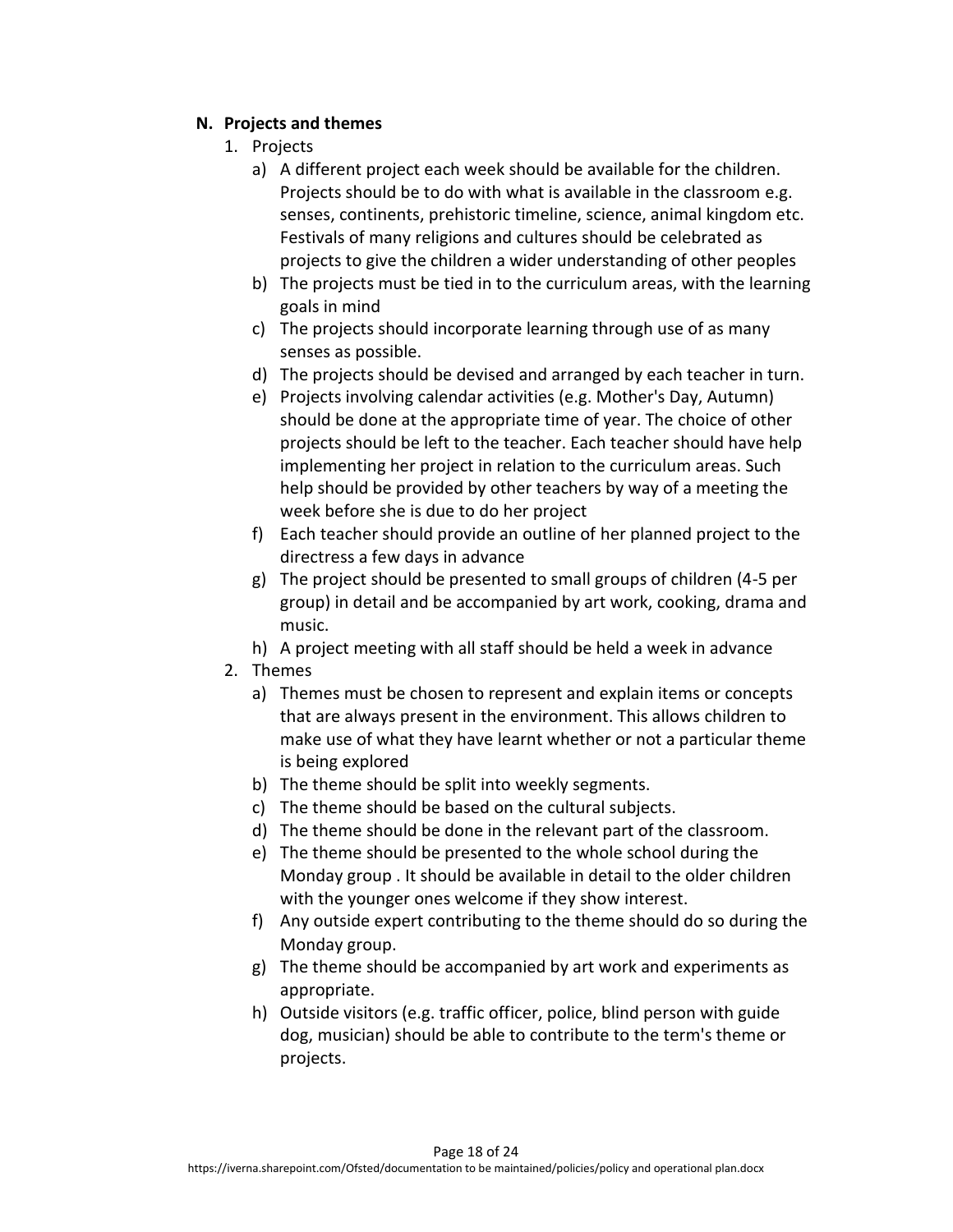## N. Projects and themes

1. Projects
    a) A different project each week should be available for the children. Projects should be to do with what is available in the classroom e.g. senses, continents, prehistoric timeline, science, animal kingdom etc. Festivals of many religions and cultures should be celebrated as projects to give the children a wider understanding of other peoples
    b) The projects must be tied in to the curriculum areas, with the learning goals in mind
    c) The projects should incorporate learning through use of as many senses as possible.
    d) The projects should be devised and arranged by each teacher in turn.
    e) Projects involving calendar activities (e.g. Mother's Day, Autumn) should be done at the appropriate time of year. The choice of other projects should be left to the teacher. Each teacher should have help implementing her project in relation to the curriculum areas. Such help should be provided by other teachers by way of a meeting the week before she is due to do her project
    f) Each teacher should provide an outline of her planned project to the directress a few days in advance
    g) The project should be presented to small groups of children (4-5 per group) in detail and be accompanied by art work, cooking, drama and music.
    h) A project meeting with all staff should be held a week in advance
2. Themes
    a) Themes must be chosen to represent and explain items or concepts that are always present in the environment. This allows children to make use of what they have learnt whether or not a particular theme is being explored
    b) The theme should be split into weekly segments.
    c) The theme should be based on the cultural subjects.
    d) The theme should be done in the relevant part of the classroom.
    e) The theme should be presented to the whole school during the Monday group . It should be available in detail to the older children with the younger ones welcome if they show interest.
    f) Any outside expert contributing to the theme should do so during the Monday group.
    g) The theme should be accompanied by art work and experiments as appropriate.
    h) Outside visitors (e.g. traffic officer, police, blind person with guide dog, musician) should be able to contribute to the term's theme or projects.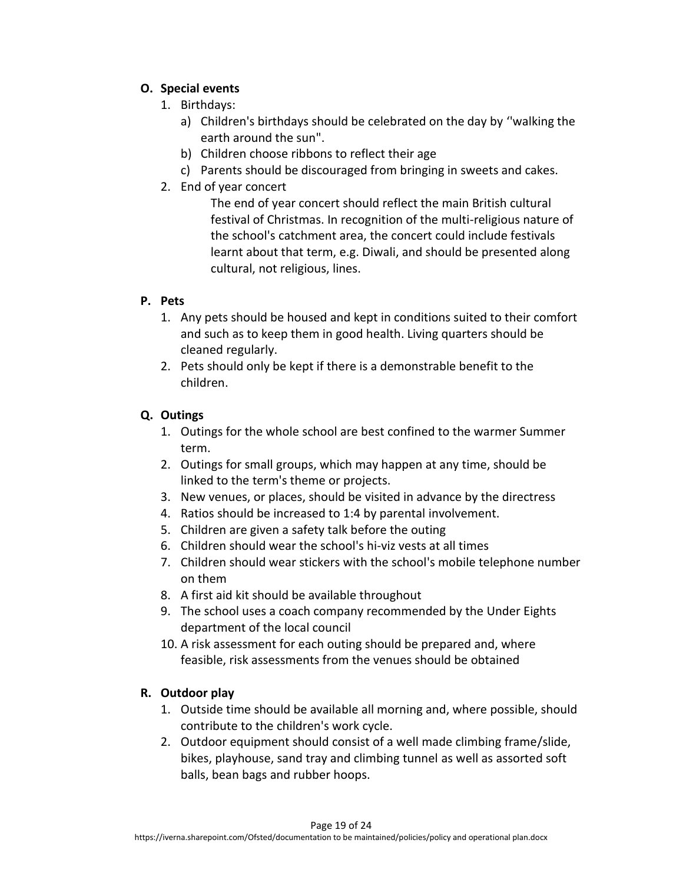**O. Special events**

1. Birthdays:
   a) Children's birthdays should be celebrated on the day by ‘'walking the earth around the sun".
   b) Children choose ribbons to reflect their age
   c) Parents should be discouraged from bringing in sweets and cakes.
2. End of year concert

   The end of year concert should reflect the main British cultural festival of Christmas. In recognition of the multi-religious nature of the school's catchment area, the concert could include festivals learnt about that term, e.g. Diwali, and should be presented along cultural, not religious, lines.

**P. Pets**

1. Any pets should be housed and kept in conditions suited to their comfort and such as to keep them in good health. Living quarters should be cleaned regularly.
2. Pets should only be kept if there is a demonstrable benefit to the children.

**Q. Outings**

1. Outings for the whole school are best confined to the warmer Summer term.
2. Outings for small groups, which may happen at any time, should be linked to the term's theme or projects.
3. New venues, or places, should be visited in advance by the directress
4. Ratios should be increased to 1:4 by parental involvement.
5. Children are given a safety talk before the outing
6. Children should wear the school's hi-viz vests at all times
7. Children should wear stickers with the school's mobile telephone number on them
8. A first aid kit should be available throughout
9. The school uses a coach company recommended by the Under Eights department of the local council
10. A risk assessment for each outing should be prepared and, where feasible, risk assessments from the venues should be obtained

**R. Outdoor play**

1. Outside time should be available all morning and, where possible, should contribute to the children's work cycle.
2. Outdoor equipment should consist of a well made climbing frame/slide, bikes, playhouse, sand tray and climbing tunnel as well as assorted soft balls, bean bags and rubber hoops.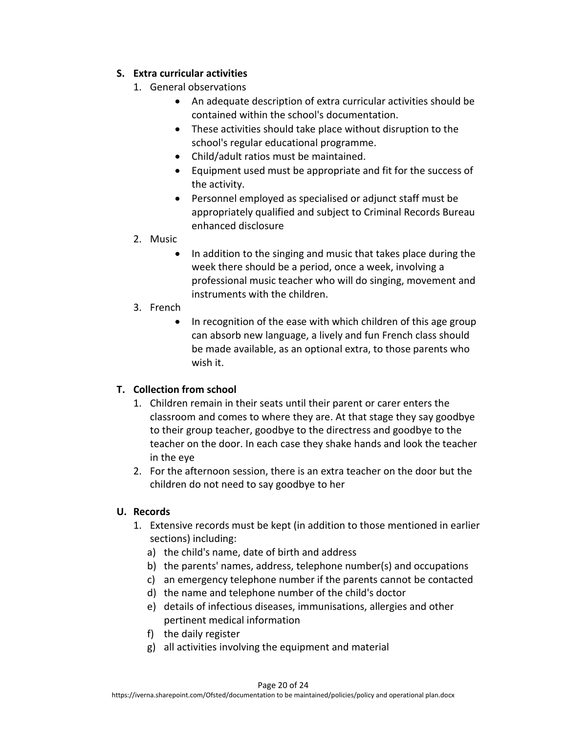**S. Extra curricular activities**

1. General observations
    - An adequate description of extra curricular activities should be contained within the school's documentation.
    - These activities should take place without disruption to the school's regular educational programme.
    - Child/adult ratios must be maintained.
    - Equipment used must be appropriate and fit for the success of the activity.
    - Personnel employed as specialised or adjunct staff must be appropriately qualified and subject to Criminal Records Bureau enhanced disclosure
2. Music
    - In addition to the singing and music that takes place during the week there should be a period, once a week, involving a professional music teacher who will do singing, movement and instruments with the children.
3. French
    - In recognition of the ease with which children of this age group can absorb new language, a lively and fun French class should be made available, as an optional extra, to those parents who wish it.

**T. Collection from school**

1. Children remain in their seats until their parent or carer enters the classroom and comes to where they are. At that stage they say goodbye to their group teacher, goodbye to the directress and goodbye to the teacher on the door. In each case they shake hands and look the teacher in the eye
2. For the afternoon session, there is an extra teacher on the door but the children do not need to say goodbye to her

**U. Records**

1. Extensive records must be kept (in addition to those mentioned in earlier sections) including:
    a) the child's name, date of birth and address
    b) the parents' names, address, telephone number(s) and occupations
    c) an emergency telephone number if the parents cannot be contacted
    d) the name and telephone number of the child's doctor
    e) details of infectious diseases, immunisations, allergies and other pertinent medical information
    f) the daily register
    g) all activities involving the equipment and material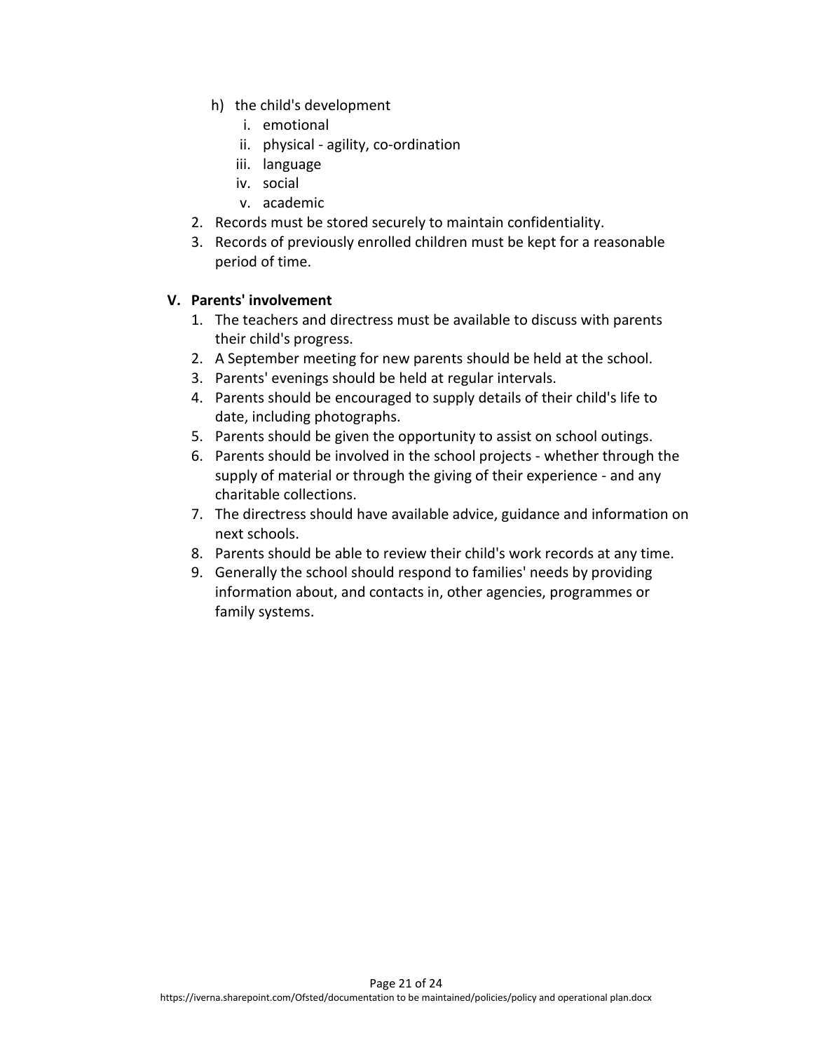h) the child's development
      i. emotional
      ii. physical - agility, co-ordination
      iii. language
      iv. social
      v. academic

2. Records must be stored securely to maintain confidentiality.
3. Records of previously enrolled children must be kept for a reasonable period of time.

**V. Parents' involvement**

1. The teachers and directress must be available to discuss with parents their child's progress.
2. A September meeting for new parents should be held at the school.
3. Parents' evenings should be held at regular intervals.
4. Parents should be encouraged to supply details of their child's life to date, including photographs.
5. Parents should be given the opportunity to assist on school outings.
6. Parents should be involved in the school projects - whether through the supply of material or through the giving of their experience - and any charitable collections.
7. The directress should have available advice, guidance and information on next schools.
8. Parents should be able to review their child's work records at any time.
9. Generally the school should respond to families' needs by providing information about, and contacts in, other agencies, programmes or family systems.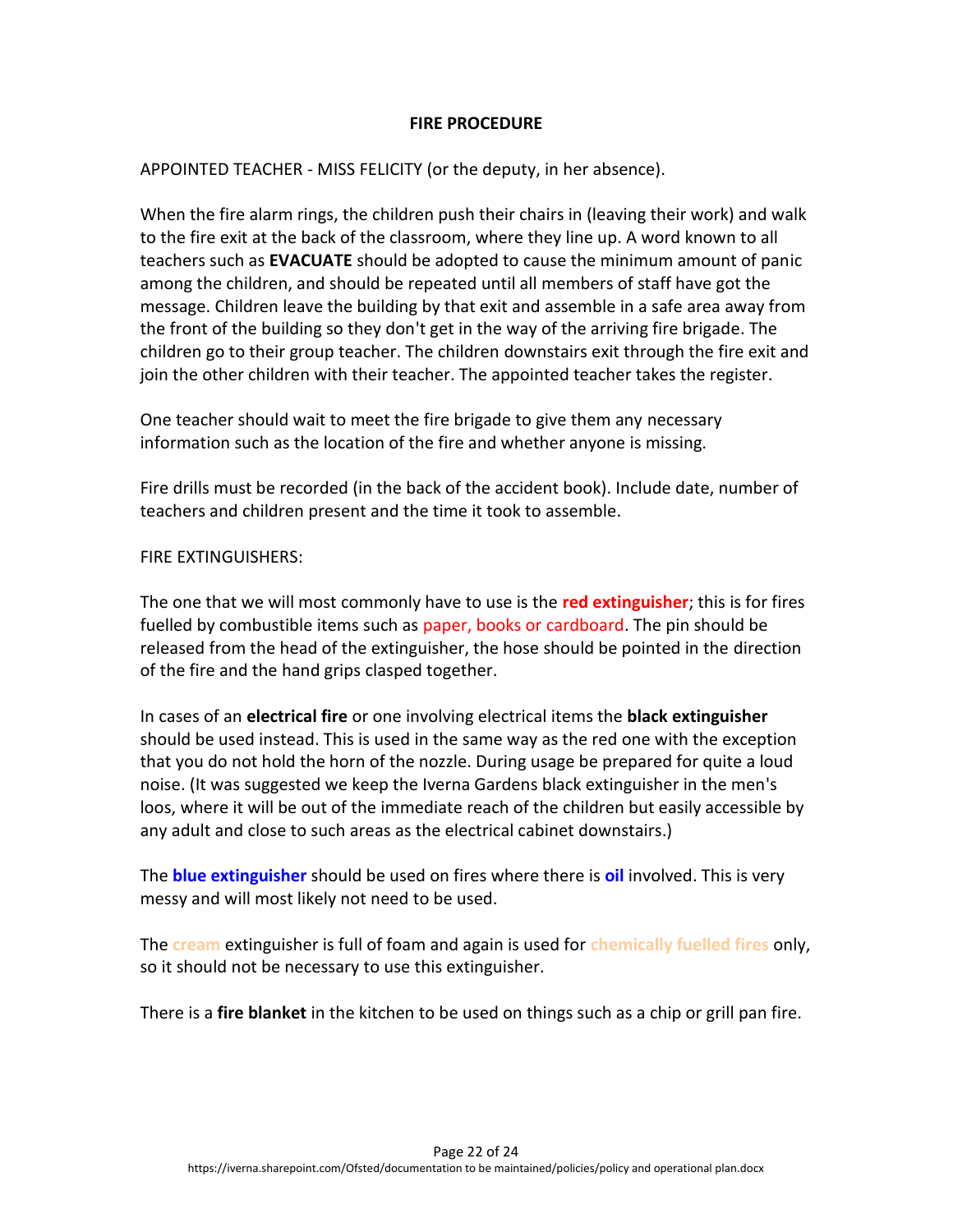**FIRE PROCEDURE**

APPOINTED TEACHER - MISS FELICITY (or the deputy, in her absence).

When the fire alarm rings, the children push their chairs in (leaving their work) and walk to the fire exit at the back of the classroom, where they line up. A word known to all teachers such as **EVACUATE** should be adopted to cause the minimum amount of panic among the children, and should be repeated until all members of staff have got the message. Children leave the building by that exit and assemble in a safe area away from the front of the building so they don't get in the way of the arriving fire brigade. The children go to their group teacher. The children downstairs exit through the fire exit and join the other children with their teacher. The appointed teacher takes the register.

One teacher should wait to meet the fire brigade to give them any necessary information such as the location of the fire and whether anyone is missing.

Fire drills must be recorded (in the back of the accident book). Include date, number of teachers and children present and the time it took to assemble.

FIRE EXTINGUISHERS:

The one that we will most commonly have to use is the **red extinguisher**; this is for fires fuelled by combustible items such as paper, books or cardboard. The pin should be released from the head of the extinguisher, the hose should be pointed in the direction of the fire and the hand grips clasped together.

In cases of an **electrical fire** or one involving electrical items the **black extinguisher** should be used instead. This is used in the same way as the red one with the exception that you do not hold the horn of the nozzle. During usage be prepared for quite a loud noise. (It was suggested we keep the Iverna Gardens black extinguisher in the men's loos, where it will be out of the immediate reach of the children but easily accessible by any adult and close to such areas as the electrical cabinet downstairs.)

The **blue extinguisher** should be used on fires where there is **oil** involved. This is very messy and will most likely not need to be used.

The cream extinguisher is full of foam and again is used for chemically fuelled fires only, so it should not be necessary to use this extinguisher.

There is a **fire blanket** in the kitchen to be used on things such as a chip or grill pan fire.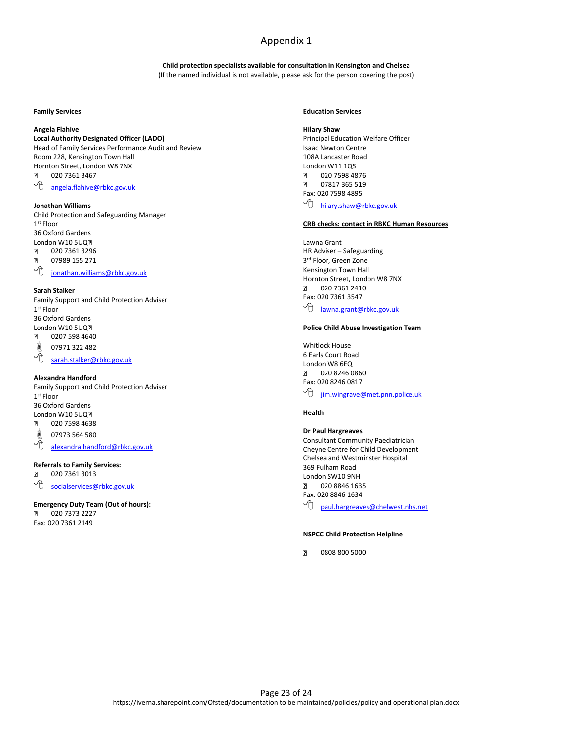# Appendix 1

**Child protection specialists available for consultation in Kensington and Chelsea**
(If the named individual is not available, please ask for the person covering the post)

## Family Services

**Angela Flahive**
**Local Authority Designated Officer (LADO)**
Head of Family Services Performance Audit and Review
Room 228, Kensington Town Hall
Hornton Street, London W8 7NX
020 7361 3467
angela.flahive@rbkc.gov.uk

**Jonathan Williams**
Child Protection and Safeguarding Manager
1st Floor
36 Oxford Gardens
London W10 5UQ
020 7361 3296
07989 155 271
jonathan.williams@rbkc.gov.uk

**Sarah Stalker**
Family Support and Child Protection Adviser
1st Floor
36 Oxford Gardens
London W10 5UQ
0207 598 4640
07971 322 482
sarah.stalker@rbkc.gov.uk

**Alexandra Handford**
Family Support and Child Protection Adviser
1st Floor
36 Oxford Gardens
London W10 5UQ
020 7598 4638
07973 564 580
alexandra.handford@rbkc.gov.uk

**Referrals to Family Services:**
020 7361 3013
socialservices@rbkc.gov.uk

**Emergency Duty Team (Out of hours):**
020 7373 2227
Fax: 020 7361 2149

## Education Services

**Hilary Shaw**
Principal Education Welfare Officer
Isaac Newton Centre
108A Lancaster Road
London W11 1QS
020 7598 4876
07817 365 519
Fax: 020 7598 4895
hilary.shaw@rbkc.gov.uk

## CRB checks: contact in RBKC Human Resources

Lawna Grant
HR Adviser – Safeguarding
3rd Floor, Green Zone
Kensington Town Hall
Hornton Street, London W8 7NX
020 7361 2410
Fax: 020 7361 3547
lawna.grant@rbkc.gov.uk

## Police Child Abuse Investigation Team

Whitlock House
6 Earls Court Road
London W8 6EQ
020 8246 0860
Fax: 020 8246 0817
jim.wingrave@met.pnn.police.uk

## Health

**Dr Paul Hargreaves**
Consultant Community Paediatrician
Cheyne Centre for Child Development
Chelsea and Westminster Hospital
369 Fulham Road
London SW10 9NH
020 8846 1635
Fax: 020 8846 1634
paul.hargreaves@chelwest.nhs.net

## NSPCC Child Protection Helpline

0808 800 5000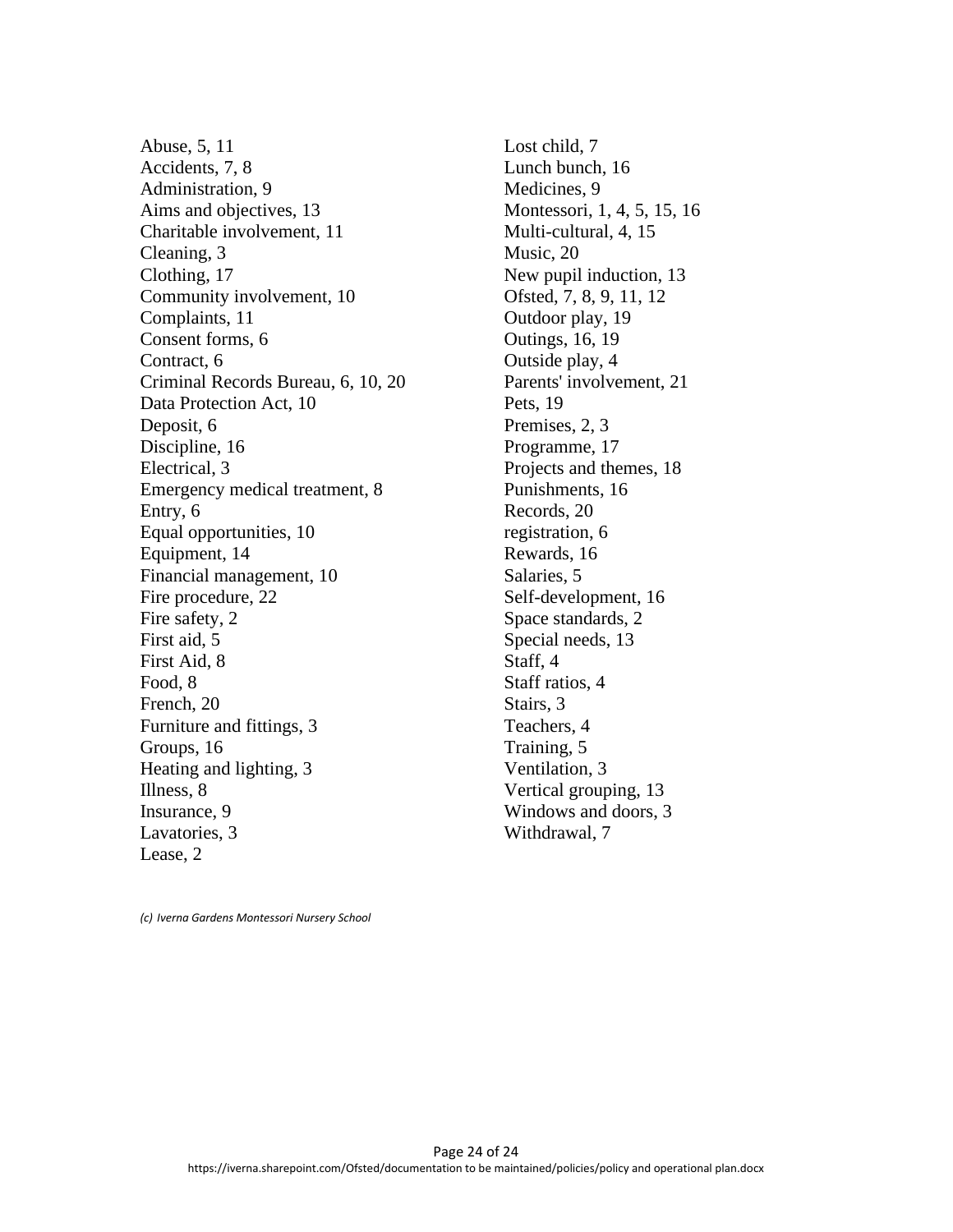Abuse, 5, 11
Accidents, 7, 8
Administration, 9
Aims and objectives, 13
Charitable involvement, 11
Cleaning, 3
Clothing, 17
Community involvement, 10
Complaints, 11
Consent forms, 6
Contract, 6
Criminal Records Bureau, 6, 10, 20
Data Protection Act, 10
Deposit, 6
Discipline, 16
Electrical, 3
Emergency medical treatment, 8
Entry, 6
Equal opportunities, 10
Equipment, 14
Financial management, 10
Fire procedure, 22
Fire safety, 2
First aid, 5
First Aid, 8
Food, 8
French, 20
Furniture and fittings, 3
Groups, 16
Heating and lighting, 3
Illness, 8
Insurance, 9
Lavatories, 3
Lease, 2
Lost child, 7
Lunch bunch, 16
Medicines, 9
Montessori, 1, 4, 5, 15, 16
Multi-cultural, 4, 15
Music, 20
New pupil induction, 13
Ofsted, 7, 8, 9, 11, 12
Outdoor play, 19
Outings, 16, 19
Outside play, 4
Parents' involvement, 21
Pets, 19
Premises, 2, 3
Programme, 17
Projects and themes, 18
Punishments, 16
Records, 20
registration, 6
Rewards, 16
Salaries, 5
Self-development, 16
Space standards, 2
Special needs, 13
Staff, 4
Staff ratios, 4
Stairs, 3
Teachers, 4
Training, 5
Ventilation, 3
Vertical grouping, 13
Windows and doors, 3
Withdrawal, 7

*(c) Iverna Gardens Montessori Nursery School*